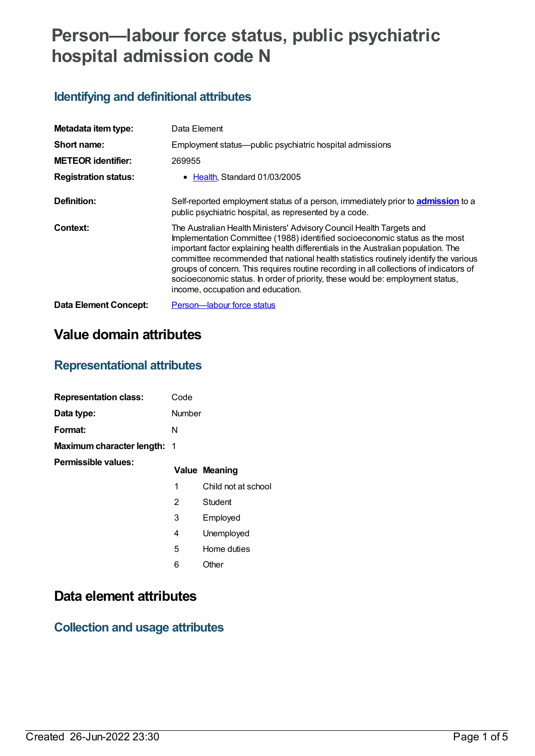# Person—labour force status, public psychiatric hospital admission code N

## Identifying and definitional attributes

| | |
|---|---|
| **Metadata item type:** | Data Element |
| **Short name:** | Employment status—public psychiatric hospital admissions |
| **METEOR identifier:** | 269955 |
| **Registration status:** | • Health, Standard 01/03/2005 |
| **Definition:** | Self-reported employment status of a person, immediately prior to **admission** to a public psychiatric hospital, as represented by a code. |
| **Context:** | The Australian Health Ministers' Advisory Council Health Targets and Implementation Committee (1988) identified socioeconomic status as the most important factor explaining health differentials in the Australian population. The committee recommended that national health statistics routinely identify the various groups of concern. This requires routine recording in all collections of indicators of socioeconomic status. In order of priority, these would be: employment status, income, occupation and education. |
| **Data Element Concept:** | Person—labour force status |

# Value domain attributes

## Representational attributes

| | |
|---|---|
| **Representation class:** | Code |
| **Data type:** | Number |
| **Format:** | N |
| **Maximum character length:** | 1 |

**Permissible values:**

| Value | Meaning |
|---|---|
| 1 | Child not at school |
| 2 | Student |
| 3 | Employed |
| 4 | Unemployed |
| 5 | Home duties |
| 6 | Other |

# Data element attributes

## Collection and usage attributes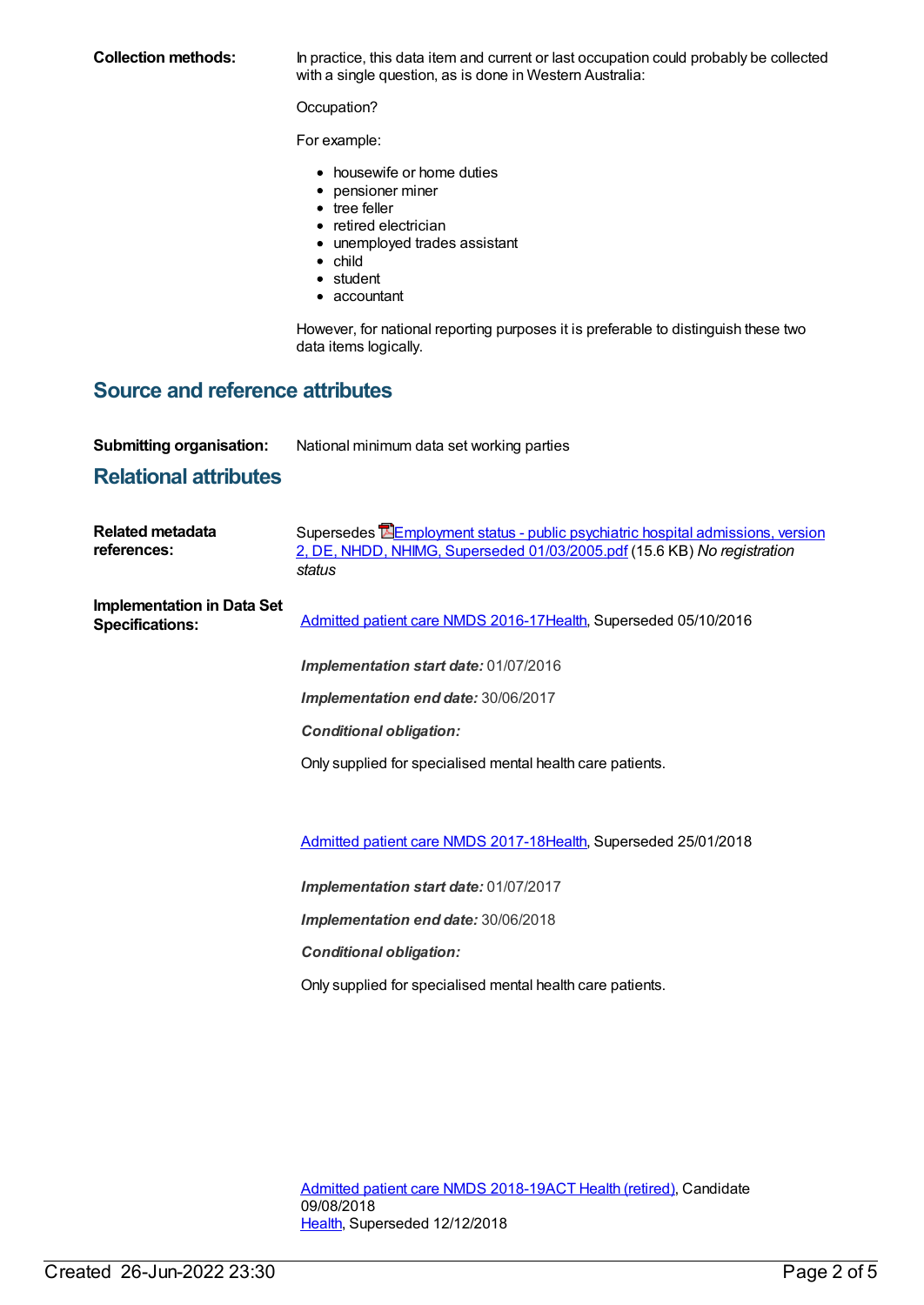**Collection methods:** In practice, this data item and current or last occupation could probably be collected with a single question, as is done in Western Australia:

Occupation?

For example:

- housewife or home duties
- pensioner miner
- tree feller
- retired electrician
- unemployed trades assistant
- child
- student
- accountant

However, for national reporting purposes it is preferable to distinguish these two data items logically.

## Source and reference attributes

**Submitting organisation:** National minimum data set working parties

## Relational attributes

**Related metadata references:** Supersedes Employment status - public psychiatric hospital admissions, version 2, DE, NHDD, NHIMG, Superseded 01/03/2005.pdf (15.6 KB) *No registration status*

**Implementation in Data Set Specifications:**

Admitted patient care NMDS 2016-17Health, Superseded 05/10/2016

***Implementation start date:*** 01/07/2016

***Implementation end date:*** 30/06/2017

***Conditional obligation:***

Only supplied for specialised mental health care patients.

Admitted patient care NMDS 2017-18Health, Superseded 25/01/2018

***Implementation start date:*** 01/07/2017

***Implementation end date:*** 30/06/2018

***Conditional obligation:***

Only supplied for specialised mental health care patients.

Admitted patient care NMDS 2018-19ACT Health (retired), Candidate 09/08/2018
Health, Superseded 12/12/2018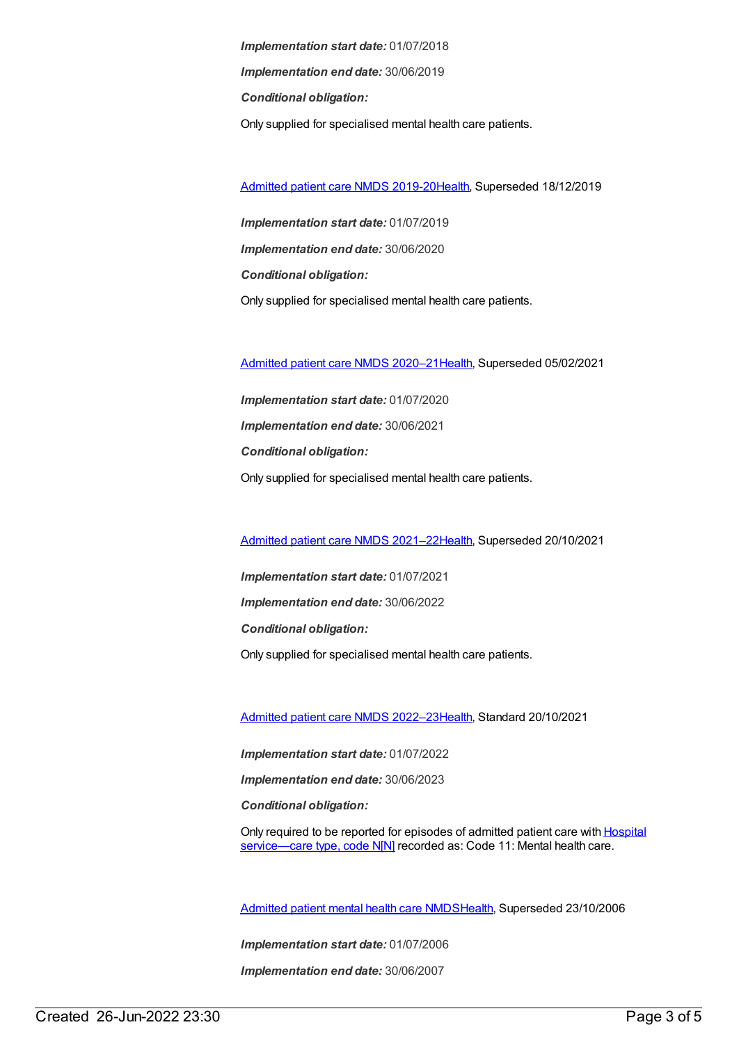***Implementation start date:*** 01/07/2018

***Implementation end date:*** 30/06/2019

***Conditional obligation:***

Only supplied for specialised mental health care patients.

[Admitted patient care NMDS 2019-20Health](), Superseded 18/12/2019

***Implementation start date:*** 01/07/2019

***Implementation end date:*** 30/06/2020

***Conditional obligation:***

Only supplied for specialised mental health care patients.

[Admitted patient care NMDS 2020–21Health](), Superseded 05/02/2021

***Implementation start date:*** 01/07/2020

***Implementation end date:*** 30/06/2021

***Conditional obligation:***

Only supplied for specialised mental health care patients.

[Admitted patient care NMDS 2021–22Health](), Superseded 20/10/2021

***Implementation start date:*** 01/07/2021

***Implementation end date:*** 30/06/2022

***Conditional obligation:***

Only supplied for specialised mental health care patients.

[Admitted patient care NMDS 2022–23Health](), Standard 20/10/2021

***Implementation start date:*** 01/07/2022

***Implementation end date:*** 30/06/2023

***Conditional obligation:***

Only required to be reported for episodes of admitted patient care with [Hospital service—care type, code N[N]]() recorded as: Code 11: Mental health care.

[Admitted patient mental health care NMDSHealth](), Superseded 23/10/2006

***Implementation start date:*** 01/07/2006

***Implementation end date:*** 30/06/2007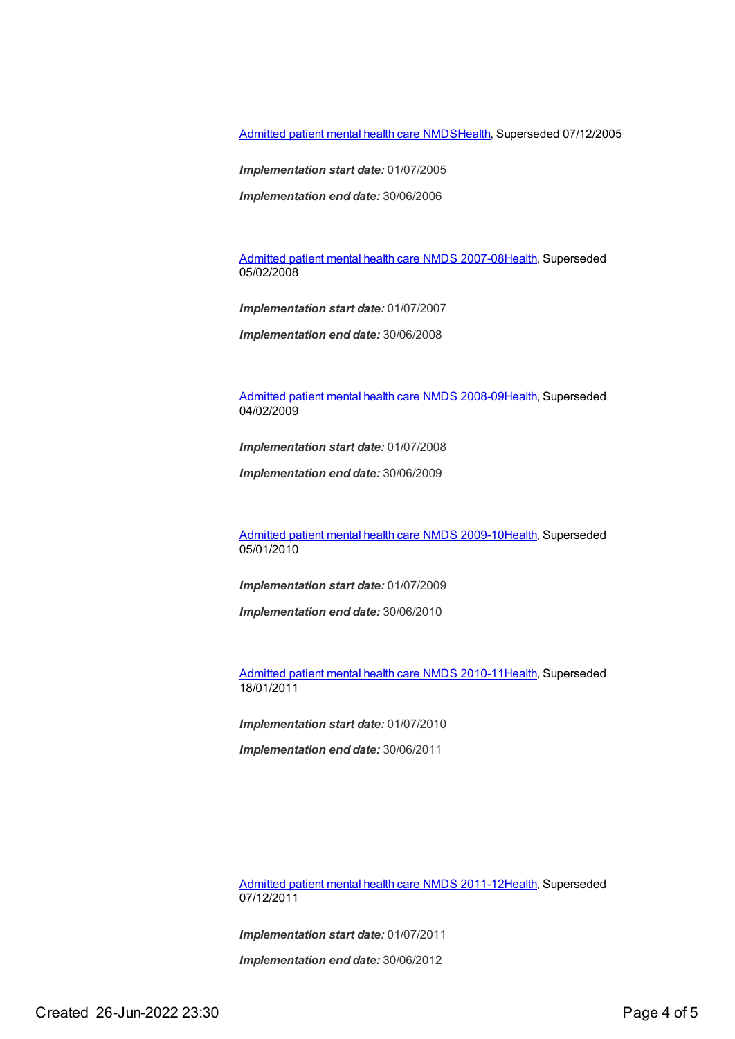Admitted patient mental health care NMDSHealth, Superseded 07/12/2005

***Implementation start date:*** 01/07/2005

***Implementation end date:*** 30/06/2006

Admitted patient mental health care NMDS 2007-08Health, Superseded 05/02/2008

***Implementation start date:*** 01/07/2007

***Implementation end date:*** 30/06/2008

Admitted patient mental health care NMDS 2008-09Health, Superseded 04/02/2009

***Implementation start date:*** 01/07/2008

***Implementation end date:*** 30/06/2009

Admitted patient mental health care NMDS 2009-10Health, Superseded 05/01/2010

***Implementation start date:*** 01/07/2009

***Implementation end date:*** 30/06/2010

Admitted patient mental health care NMDS 2010-11Health, Superseded 18/01/2011

***Implementation start date:*** 01/07/2010

***Implementation end date:*** 30/06/2011

Admitted patient mental health care NMDS 2011-12Health, Superseded 07/12/2011

***Implementation start date:*** 01/07/2011

***Implementation end date:*** 30/06/2012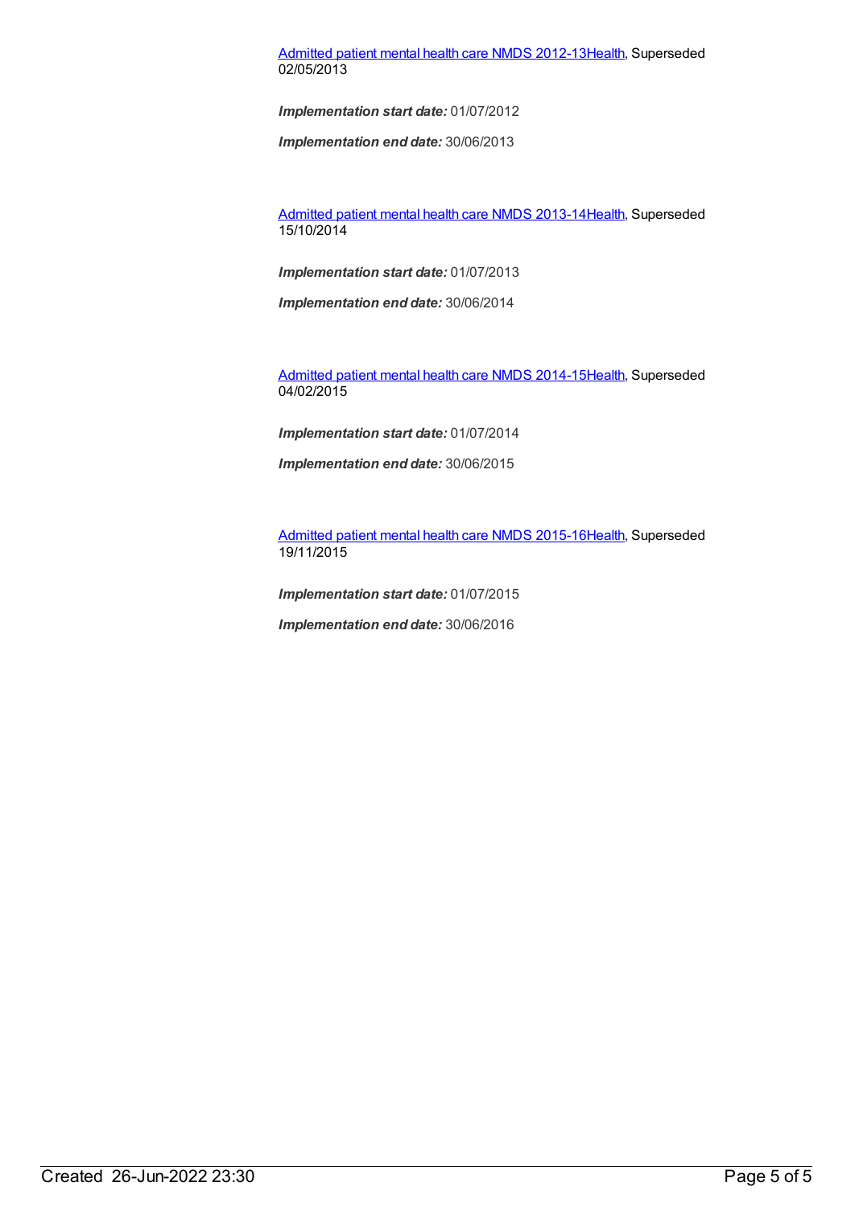Admitted patient mental health care NMDS 2012-13Health, Superseded 02/05/2013

***Implementation start date:*** 01/07/2012

***Implementation end date:*** 30/06/2013

Admitted patient mental health care NMDS 2013-14Health, Superseded 15/10/2014

***Implementation start date:*** 01/07/2013

***Implementation end date:*** 30/06/2014

Admitted patient mental health care NMDS 2014-15Health, Superseded 04/02/2015

***Implementation start date:*** 01/07/2014

***Implementation end date:*** 30/06/2015

Admitted patient mental health care NMDS 2015-16Health, Superseded 19/11/2015

***Implementation start date:*** 01/07/2015

***Implementation end date:*** 30/06/2016